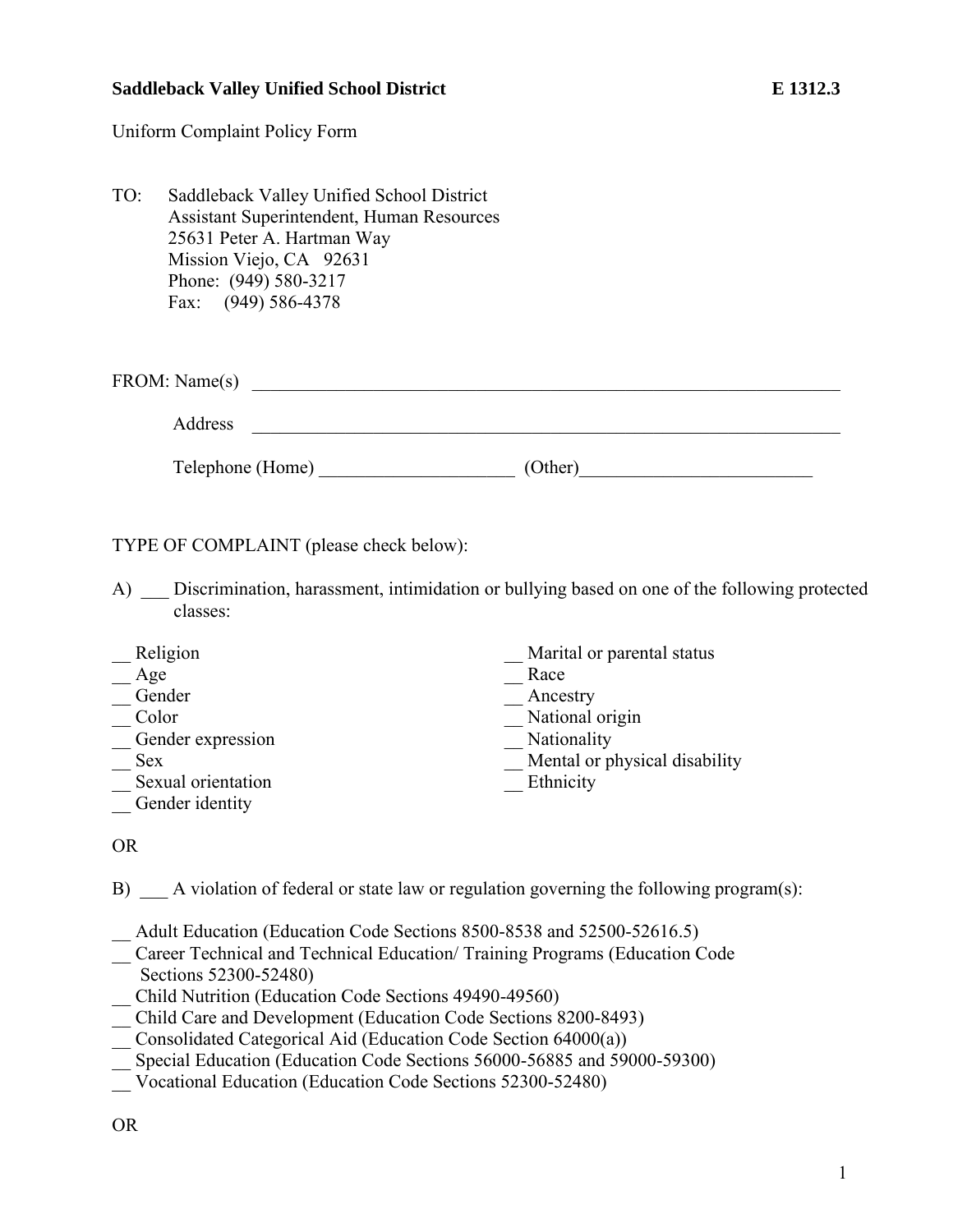**Saddleback Valley Unified School District** **E 1312.3**

Uniform Complaint Policy Form

TO: Saddleback Valley Unified School District
Assistant Superintendent, Human Resources
25631 Peter A. Hartman Way
Mission Viejo, CA 92631
Phone: (949) 580-3217
Fax: (949) 586-4378

FROM: Name(s) ________________________________________________________________

Address ________________________________________________________________

Telephone (Home) ____________________ (Other)________________________

TYPE OF COMPLAINT (please check below):

A) ___ Discrimination, harassment, intimidation or bullying based on one of the following protected classes:

__ Religion
__ Age
__ Gender
__ Color
__ Gender expression
__ Sex
__ Sexual orientation
__ Gender identity
__ Marital or parental status
__ Race
__ Ancestry
__ National origin
__ Nationality
__ Mental or physical disability
__ Ethnicity

OR

B) ___ A violation of federal or state law or regulation governing the following program(s):

__ Adult Education (Education Code Sections 8500-8538 and 52500-52616.5)
__ Career Technical and Technical Education/ Training Programs (Education Code Sections 52300-52480)
__ Child Nutrition (Education Code Sections 49490-49560)
__ Child Care and Development (Education Code Sections 8200-8493)
__ Consolidated Categorical Aid (Education Code Section 64000(a))
__ Special Education (Education Code Sections 56000-56885 and 59000-59300)
__ Vocational Education (Education Code Sections 52300-52480)

OR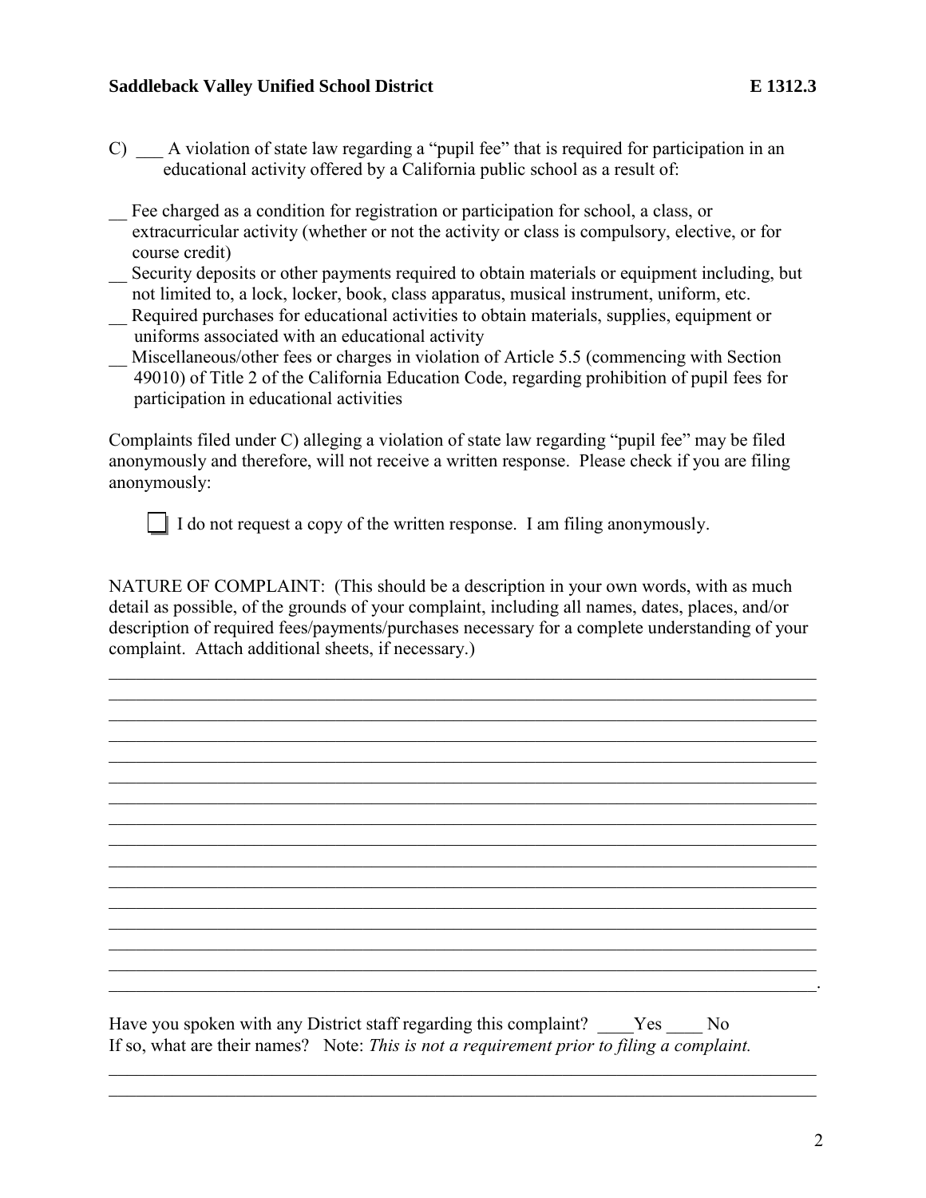C) ___ A violation of state law regarding a "pupil fee" that is required for participation in an educational activity offered by a California public school as a result of:

__ Fee charged as a condition for registration or participation for school, a class, or extracurricular activity (whether or not the activity or class is compulsory, elective, or for course credit)

__ Security deposits or other payments required to obtain materials or equipment including, but not limited to, a lock, locker, book, class apparatus, musical instrument, uniform, etc.

__ Required purchases for educational activities to obtain materials, supplies, equipment or uniforms associated with an educational activity

__ Miscellaneous/other fees or charges in violation of Article 5.5 (commencing with Section 49010) of Title 2 of the California Education Code, regarding prohibition of pupil fees for participation in educational activities

Complaints filed under C) alleging a violation of state law regarding "pupil fee" may be filed anonymously and therefore, will not receive a written response. Please check if you are filing anonymously:

☐ I do not request a copy of the written response. I am filing anonymously.

NATURE OF COMPLAINT: (This should be a description in your own words, with as much detail as possible, of the grounds of your complaint, including all names, dates, places, and/or description of required fees/payments/purchases necessary for a complete understanding of your complaint. Attach additional sheets, if necessary.)

______________________________________________________________________________
______________________________________________________________________________
______________________________________________________________________________
______________________________________________________________________________
______________________________________________________________________________
______________________________________________________________________________
______________________________________________________________________________
______________________________________________________________________________
______________________________________________________________________________
______________________________________________________________________________
______________________________________________________________________________
______________________________________________________________________________
______________________________________________________________________________
______________________________________________________________________________
______________________________________________________________________________
______________________________________________________________________________.

Have you spoken with any District staff regarding this complaint? ____Yes ____ No

If so, what are their names? Note: *This is not a requirement prior to filing a complaint.*

______________________________________________________________________________
______________________________________________________________________________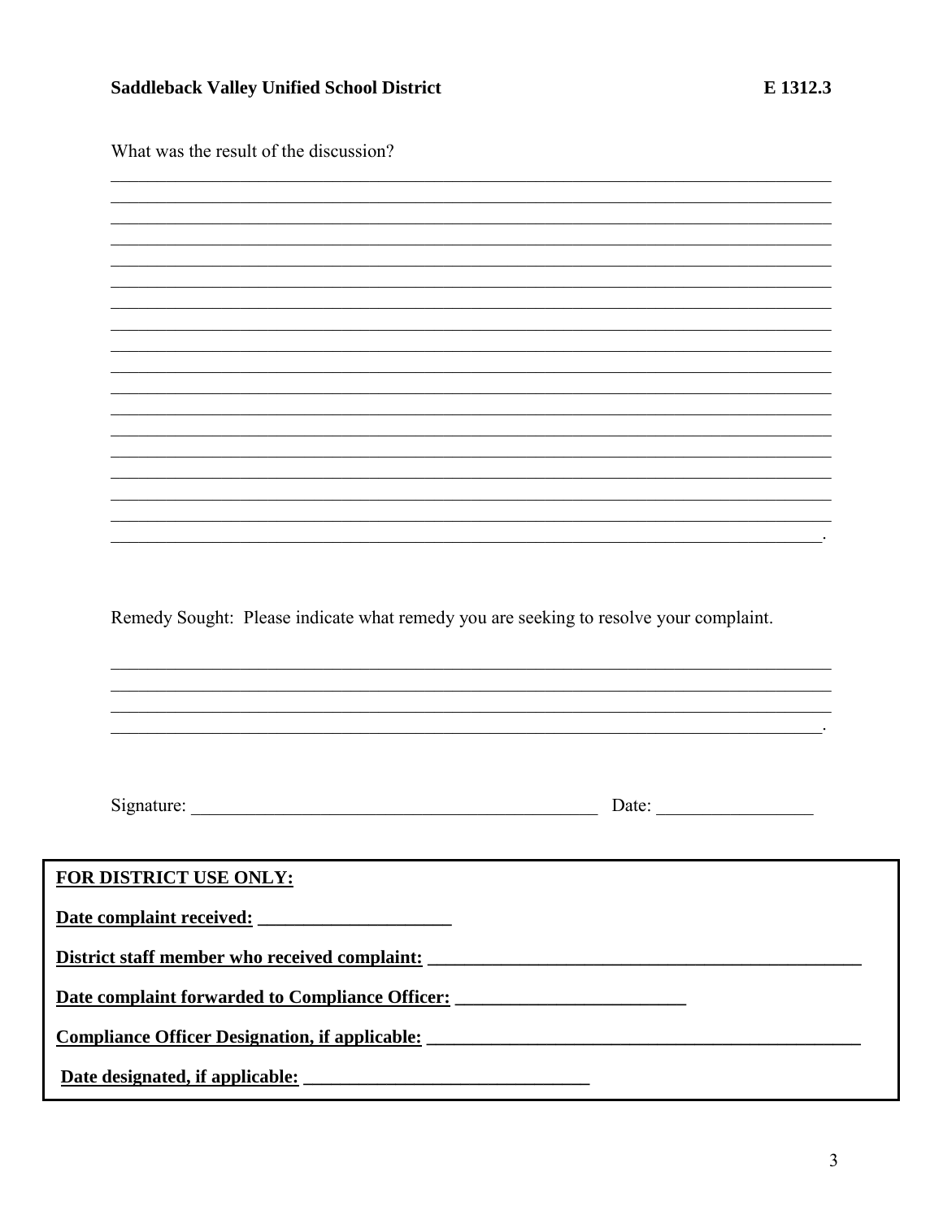What was the result of the discussion?

\_\_\_\_\_\_\_\_\_\_\_\_\_\_\_\_\_\_\_\_\_\_\_\_\_\_\_\_\_\_\_\_\_\_\_\_\_\_\_\_\_\_\_\_\_\_\_\_\_\_\_\_\_\_\_\_\_\_\_\_\_\_\_\_\_\_\_\_\_\_\_\_\_\_\_\_\_\_

\_\_\_\_\_\_\_\_\_\_\_\_\_\_\_\_\_\_\_\_\_\_\_\_\_\_\_\_\_\_\_\_\_\_\_\_\_\_\_\_\_\_\_\_\_\_\_\_\_\_\_\_\_\_\_\_\_\_\_\_\_\_\_\_\_\_\_\_\_\_\_\_\_\_\_\_\_\_

\_\_\_\_\_\_\_\_\_\_\_\_\_\_\_\_\_\_\_\_\_\_\_\_\_\_\_\_\_\_\_\_\_\_\_\_\_\_\_\_\_\_\_\_\_\_\_\_\_\_\_\_\_\_\_\_\_\_\_\_\_\_\_\_\_\_\_\_\_\_\_\_\_\_\_\_\_\_.

Remedy Sought: Please indicate what remedy you are seeking to resolve your complaint.

\_\_\_\_\_\_\_\_\_\_\_\_\_\_\_\_\_\_\_\_\_\_\_\_\_\_\_\_\_\_\_\_\_\_\_\_\_\_\_\_\_\_\_\_\_\_\_\_\_\_\_\_\_\_\_\_\_\_\_\_\_\_\_\_\_\_\_\_\_\_\_\_\_\_\_\_\_\_

\_\_\_\_\_\_\_\_\_\_\_\_\_\_\_\_\_\_\_\_\_\_\_\_\_\_\_\_\_\_\_\_\_\_\_\_\_\_\_\_\_\_\_\_\_\_\_\_\_\_\_\_\_\_\_\_\_\_\_\_\_\_\_\_\_\_\_\_\_\_\_\_\_\_\_\_\_\_.

Signature: \_\_\_\_\_\_\_\_\_\_\_\_\_\_\_\_\_\_\_\_\_\_\_\_\_\_\_\_\_\_\_\_\_\_\_\_\_\_\_\_\_\_\_\_ Date: \_\_\_\_\_\_\_\_\_\_\_\_\_\_\_\_\_

**FOR DISTRICT USE ONLY:**

**Date complaint received:** \_\_\_\_\_\_\_\_\_\_\_\_\_\_\_\_\_\_\_\_\_

**District staff member who received complaint:** \_\_\_\_\_\_\_\_\_\_\_\_\_\_\_\_\_\_\_\_\_\_\_\_\_\_\_\_\_\_\_\_\_\_\_\_\_\_\_\_\_\_\_\_\_\_\_

**Date complaint forwarded to Compliance Officer:** \_\_\_\_\_\_\_\_\_\_\_\_\_\_\_\_\_\_\_\_\_\_\_\_\_

**Compliance Officer Designation, if applicable:** \_\_\_\_\_\_\_\_\_\_\_\_\_\_\_\_\_\_\_\_\_\_\_\_\_\_\_\_\_\_\_\_\_\_\_\_\_\_\_\_\_\_\_\_\_\_\_

**Date designated, if applicable:** \_\_\_\_\_\_\_\_\_\_\_\_\_\_\_\_\_\_\_\_\_\_\_\_\_\_\_\_\_\_\_